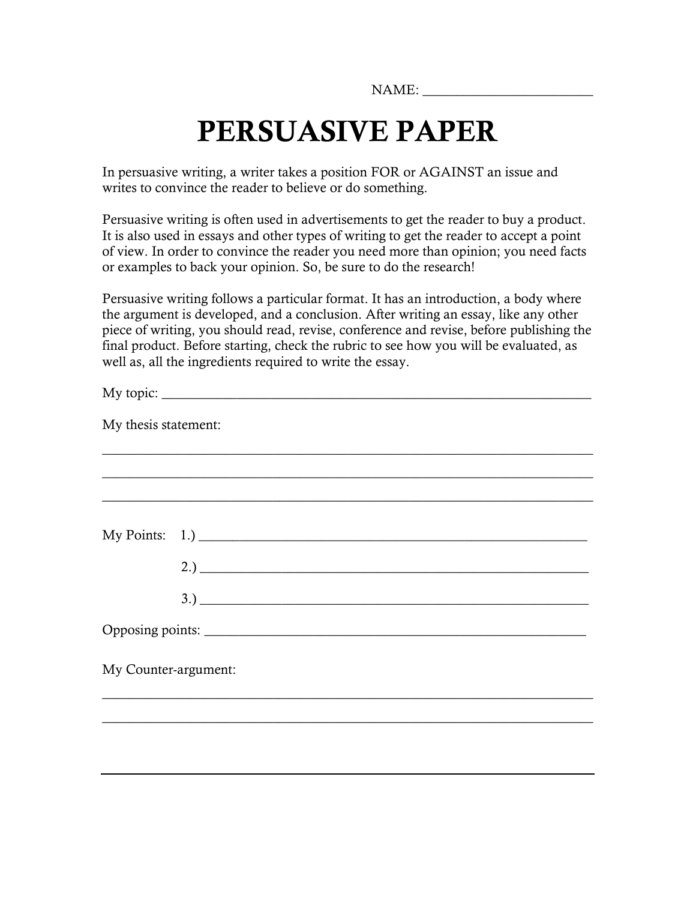NAME: ________________________

# PERSUASIVE PAPER

In persuasive writing, a writer takes a position FOR or AGAINST an issue and writes to convince the reader to believe or do something.

Persuasive writing is often used in advertisements to get the reader to buy a product. It is also used in essays and other types of writing to get the reader to accept a point of view. In order to convince the reader you need more than opinion; you need facts or examples to back your opinion. So, be sure to do the research!

Persuasive writing follows a particular format. It has an introduction, a body where the argument is developed, and a conclusion. After writing an essay, like any other piece of writing, you should read, revise, conference and revise, before publishing the final product. Before starting, check the rubric to see how you will be evaluated, as well as, all the ingredients required to write the essay.

My topic: ______________________________________________________________

My thesis statement:

_________________________________________________________________

_________________________________________________________________

_________________________________________________________________

My Points: 1.) ______________________________________________________

2.) ______________________________________________________

3.) ______________________________________________________

Opposing points: ____________________________________________________

My Counter-argument:

_________________________________________________________________

_________________________________________________________________

_________________________________________________________________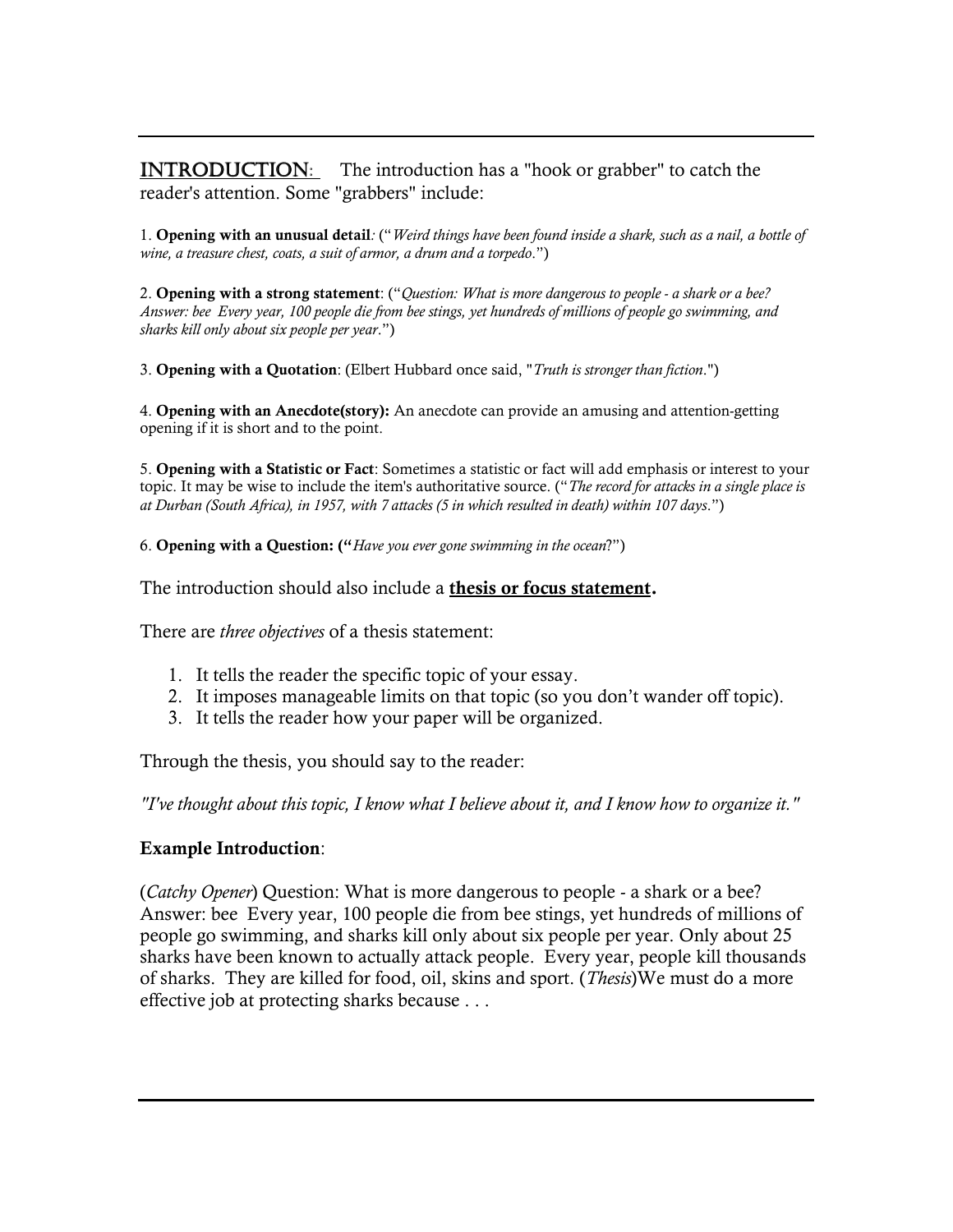**INTRODUCTION**: The introduction has a "hook or grabber" to catch the reader's attention. Some "grabbers" include:

1. **Opening with an unusual detail**: ("*Weird things have been found inside a shark, such as a nail, a bottle of wine, a treasure chest, coats, a suit of armor, a drum and a torpedo*.")

2. **Opening with a strong statement**: ("*Question: What is more dangerous to people - a shark or a bee? Answer: bee Every year, 100 people die from bee stings, yet hundreds of millions of people go swimming, and sharks kill only about six people per year*.")

3. **Opening with a Quotation**: (Elbert Hubbard once said, "*Truth is stronger than fiction*.")

4. **Opening with an Anecdote(story):** An anecdote can provide an amusing and attention-getting opening if it is short and to the point.

5. **Opening with a Statistic or Fact**: Sometimes a statistic or fact will add emphasis or interest to your topic. It may be wise to include the item's authoritative source. ("*The record for attacks in a single place is at Durban (South Africa), in 1957, with 7 attacks (5 in which resulted in death) within 107 days*.")

6. **Opening with a Question: ("***Have you ever gone swimming in the ocean*?")

The introduction should also include a **thesis or focus statement.**

There are *three objectives* of a thesis statement:

1. It tells the reader the specific topic of your essay.
2. It imposes manageable limits on that topic (so you don't wander off topic).
3. It tells the reader how your paper will be organized.

Through the thesis, you should say to the reader:

*"I've thought about this topic, I know what I believe about it, and I know how to organize it."*

**Example Introduction**:

(*Catchy Opener*) Question: What is more dangerous to people - a shark or a bee? Answer: bee Every year, 100 people die from bee stings, yet hundreds of millions of people go swimming, and sharks kill only about six people per year. Only about 25 sharks have been known to actually attack people. Every year, people kill thousands of sharks. They are killed for food, oil, skins and sport. (*Thesis*)We must do a more effective job at protecting sharks because . . .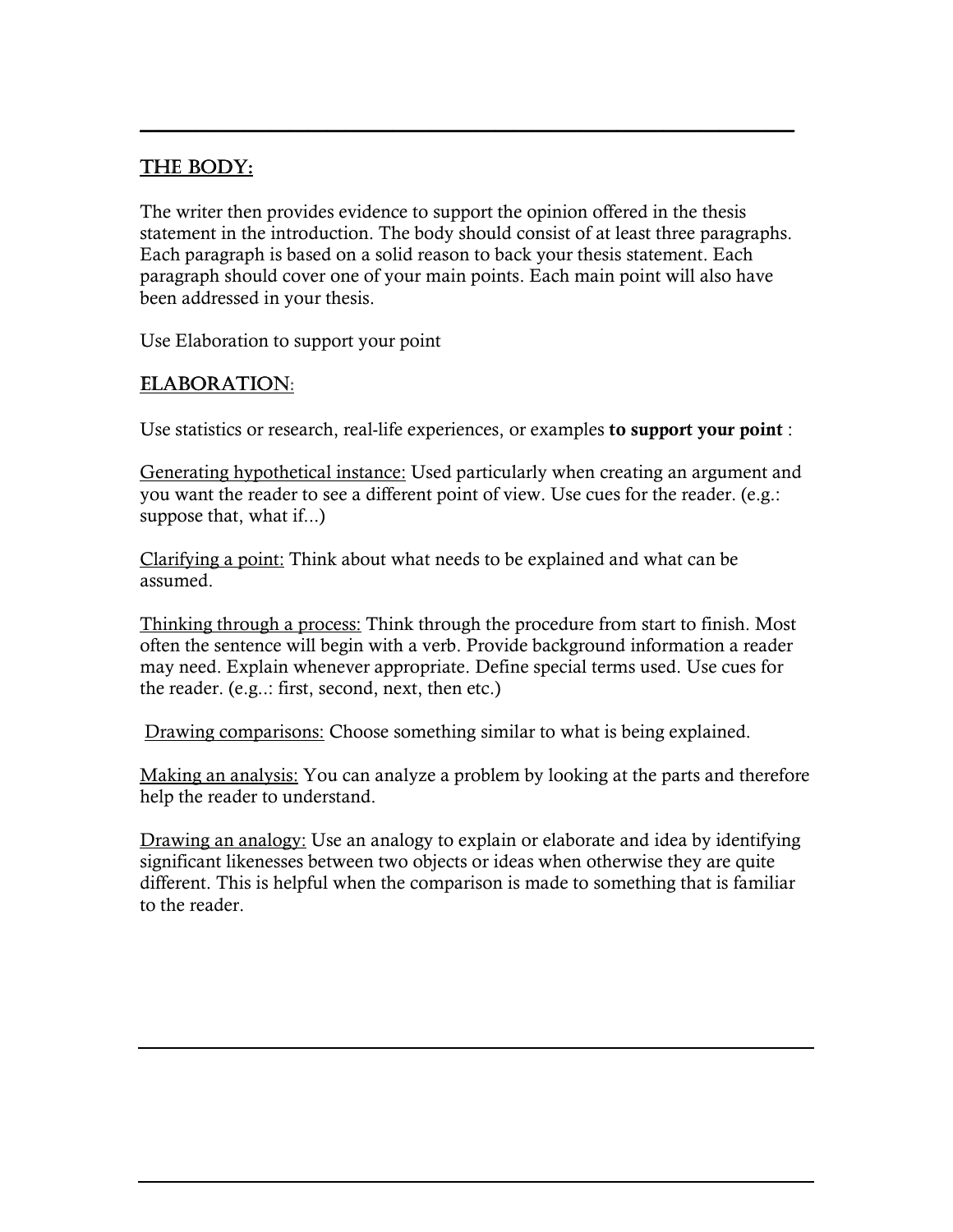## THE BODY:

The writer then provides evidence to support the opinion offered in the thesis statement in the introduction. The body should consist of at least three paragraphs. Each paragraph is based on a solid reason to back your thesis statement. Each paragraph should cover one of your main points. Each main point will also have been addressed in your thesis.

Use Elaboration to support your point

## ELABORATION:

Use statistics or research, real-life experiences, or examples **to support your point** :

Generating hypothetical instance: Used particularly when creating an argument and you want the reader to see a different point of view. Use cues for the reader. (e.g.: suppose that, what if...)

Clarifying a point: Think about what needs to be explained and what can be assumed.

Thinking through a process: Think through the procedure from start to finish. Most often the sentence will begin with a verb. Provide background information a reader may need. Explain whenever appropriate. Define special terms used. Use cues for the reader. (e.g..: first, second, next, then etc.)

Drawing comparisons: Choose something similar to what is being explained.

Making an analysis: You can analyze a problem by looking at the parts and therefore help the reader to understand.

Drawing an analogy: Use an analogy to explain or elaborate and idea by identifying significant likenesses between two objects or ideas when otherwise they are quite different. This is helpful when the comparison is made to something that is familiar to the reader.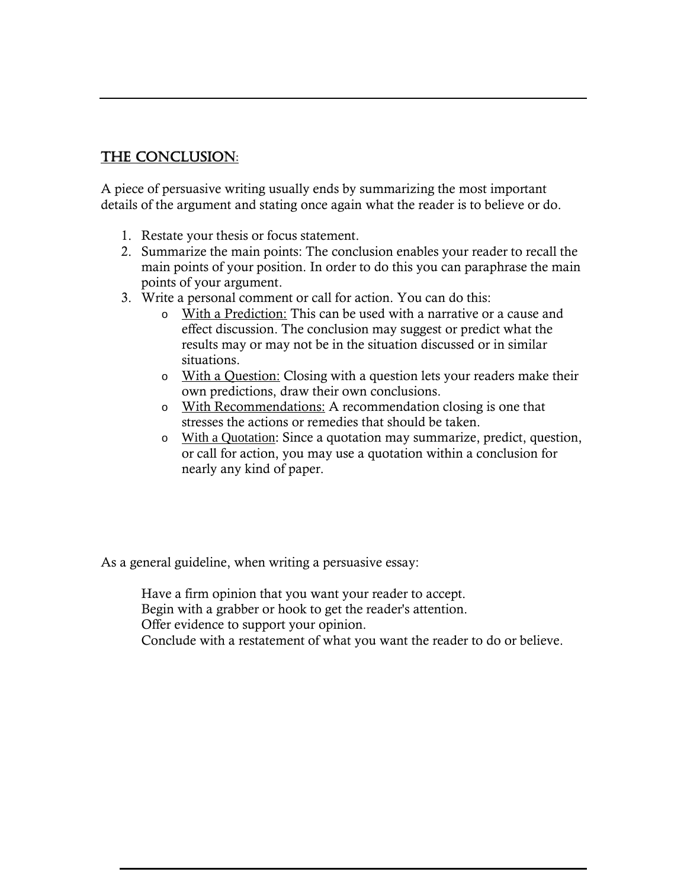## THE CONCLUSION:

A piece of persuasive writing usually ends by summarizing the most important details of the argument and stating once again what the reader is to believe or do.

1. Restate your thesis or focus statement.
2. Summarize the main points: The conclusion enables your reader to recall the main points of your position. In order to do this you can paraphrase the main points of your argument.
3. Write a personal comment or call for action. You can do this:
   - With a Prediction: This can be used with a narrative or a cause and effect discussion. The conclusion may suggest or predict what the results may or may not be in the situation discussed or in similar situations.
   - With a Question: Closing with a question lets your readers make their own predictions, draw their own conclusions.
   - With Recommendations: A recommendation closing is one that stresses the actions or remedies that should be taken.
   - With a Quotation: Since a quotation may summarize, predict, question, or call for action, you may use a quotation within a conclusion for nearly any kind of paper.

As a general guideline, when writing a persuasive essay:

Have a firm opinion that you want your reader to accept.
Begin with a grabber or hook to get the reader's attention.
Offer evidence to support your opinion.
Conclude with a restatement of what you want the reader to do or believe.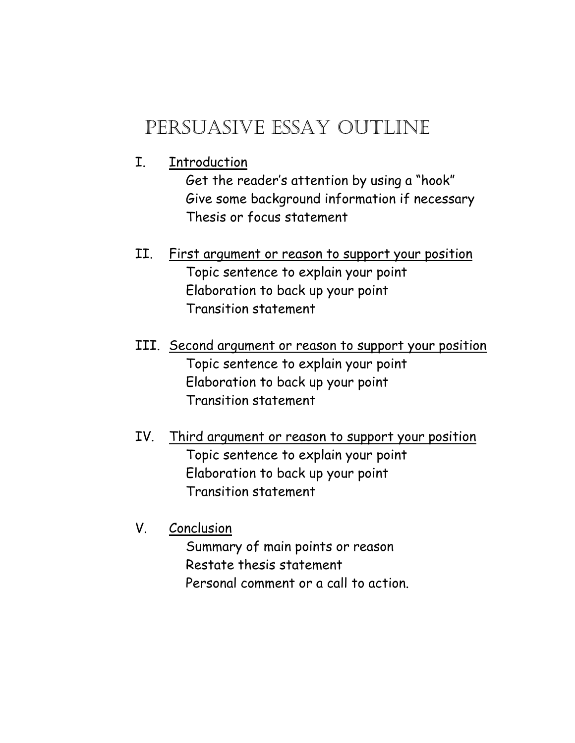# Persuasive Essay Outline

I. <u>Introduction</u>
   - Get the reader's attention by using a "hook"
   - Give some background information if necessary
   - Thesis or focus statement

II. <u>First argument or reason to support your position</u>
   - Topic sentence to explain your point
   - Elaboration to back up your point
   - Transition statement

III. <u>Second argument or reason to support your position</u>
   - Topic sentence to explain your point
   - Elaboration to back up your point
   - Transition statement

IV. <u>Third argument or reason to support your position</u>
   - Topic sentence to explain your point
   - Elaboration to back up your point
   - Transition statement

V. <u>Conclusion</u>
   - Summary of main points or reason
   - Restate thesis statement
   - Personal comment or a call to action.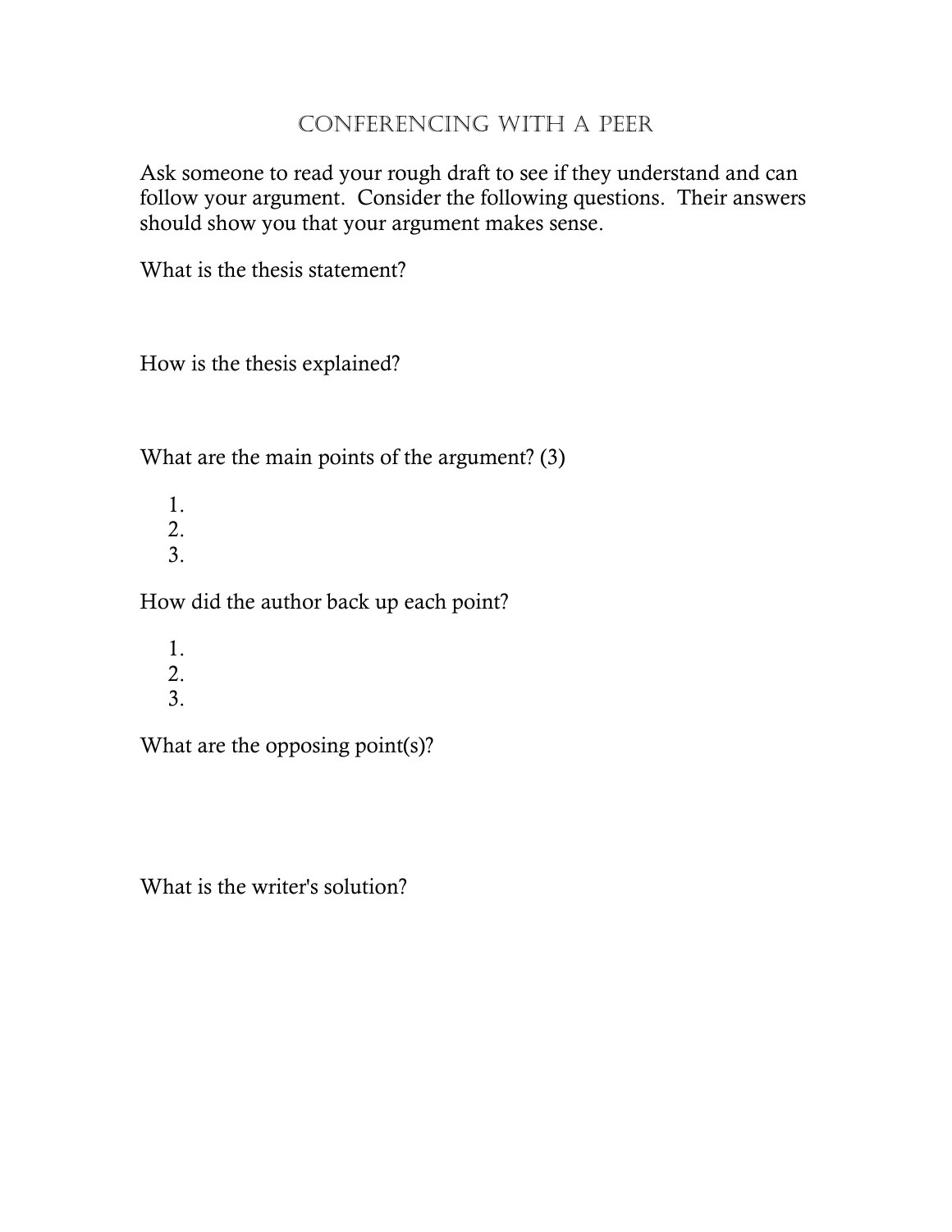# Conferencing with a Peer

Ask someone to read your rough draft to see if they understand and can follow your argument. Consider the following questions. Their answers should show you that your argument makes sense.

What is the thesis statement?

How is the thesis explained?

What are the main points of the argument? (3)

1.
2.
3.

How did the author back up each point?

1.
2.
3.

What are the opposing point(s)?

What is the writer's solution?